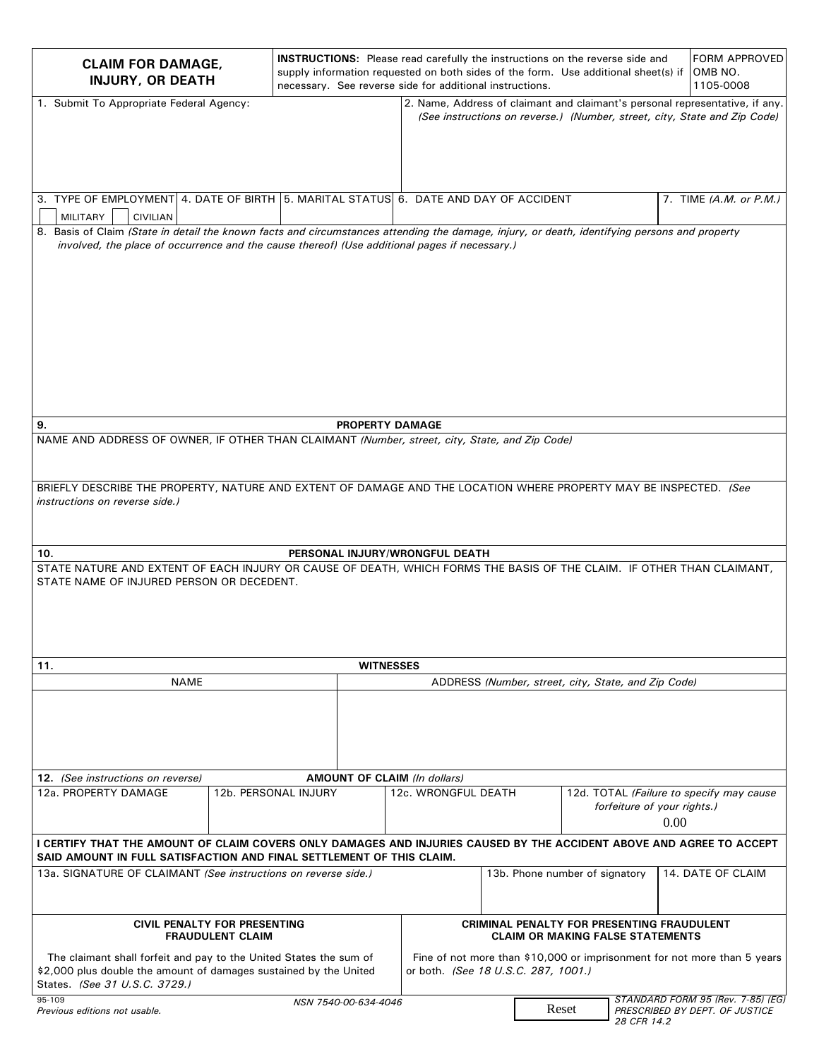# CLAIM FOR DAMAGE, INJURY, OR DEATH

**INSTRUCTIONS:** Please read carefully the instructions on the reverse side and supply information requested on both sides of the form. Use additional sheet(s) if necessary. See reverse side for additional instructions.

FORM APPROVED OMB NO. 1105-0008

| 1. Submit To Appropriate Federal Agency: | 2. Name, Address of claimant and claimant's personal representative, if any. *(See instructions on reverse.) (Number, street, city, State and Zip Code)* |
|---|---|
| | |

| 3. TYPE OF EMPLOYMENT | 4. DATE OF BIRTH | 5. MARITAL STATUS | 6. DATE AND DAY OF ACCIDENT | 7. TIME *(A.M. or P.M.)* |
|---|---|---|---|---|
| ☐ MILITARY ☐ CIVILIAN | | | | |

8. Basis of Claim *(State in detail the known facts and circumstances attending the damage, injury, or death, identifying persons and property involved, the place of occurrence and the cause thereof) (Use additional pages if necessary.)*

## 9. PROPERTY DAMAGE

NAME AND ADDRESS OF OWNER, IF OTHER THAN CLAIMANT *(Number, street, city, State, and Zip Code)*

BRIEFLY DESCRIBE THE PROPERTY, NATURE AND EXTENT OF DAMAGE AND THE LOCATION WHERE PROPERTY MAY BE INSPECTED. *(See instructions on reverse side.)*

## 10. PERSONAL INJURY/WRONGFUL DEATH

STATE NATURE AND EXTENT OF EACH INJURY OR CAUSE OF DEATH, WHICH FORMS THE BASIS OF THE CLAIM. IF OTHER THAN CLAIMANT, STATE NAME OF INJURED PERSON OR DECEDENT.

## 11. WITNESSES

| NAME | ADDRESS *(Number, street, city, State, and Zip Code)* |
|---|---|
| | |

## 12. *(See instructions on reverse)* AMOUNT OF CLAIM *(In dollars)*

| 12a. PROPERTY DAMAGE | 12b. PERSONAL INJURY | 12c. WRONGFUL DEATH | 12d. TOTAL *(Failure to specify may cause forfeiture of your rights.)* |
|---|---|---|---|
| | | | 0.00 |

**I CERTIFY THAT THE AMOUNT OF CLAIM COVERS ONLY DAMAGES AND INJURIES CAUSED BY THE ACCIDENT ABOVE AND AGREE TO ACCEPT SAID AMOUNT IN FULL SATISFACTION AND FINAL SETTLEMENT OF THIS CLAIM.**

| 13a. SIGNATURE OF CLAIMANT *(See instructions on reverse side.)* | 13b. Phone number of signatory | 14. DATE OF CLAIM |
|---|---|---|
| | | |

| **CIVIL PENALTY FOR PRESENTING FRAUDULENT CLAIM** | **CRIMINAL PENALTY FOR PRESENTING FRAUDULENT CLAIM OR MAKING FALSE STATEMENTS** |
|---|---|
| The claimant shall forfeit and pay to the United States the sum of \$2,000 plus double the amount of damages sustained by the United States. *(See 31 U.S.C. 3729.)* | Fine of not more than \$10,000 or imprisonment for not more than 5 years or both. *(See 18 U.S.C. 287, 1001.)* |

95-109
*Previous editions not usable.*

NSN 7540-00-634-4046

Reset

*STANDARD FORM 95 (Rev. 7-85) (EG)*
*PRESCRIBED BY DEPT. OF JUSTICE*
*28 CFR 14.2*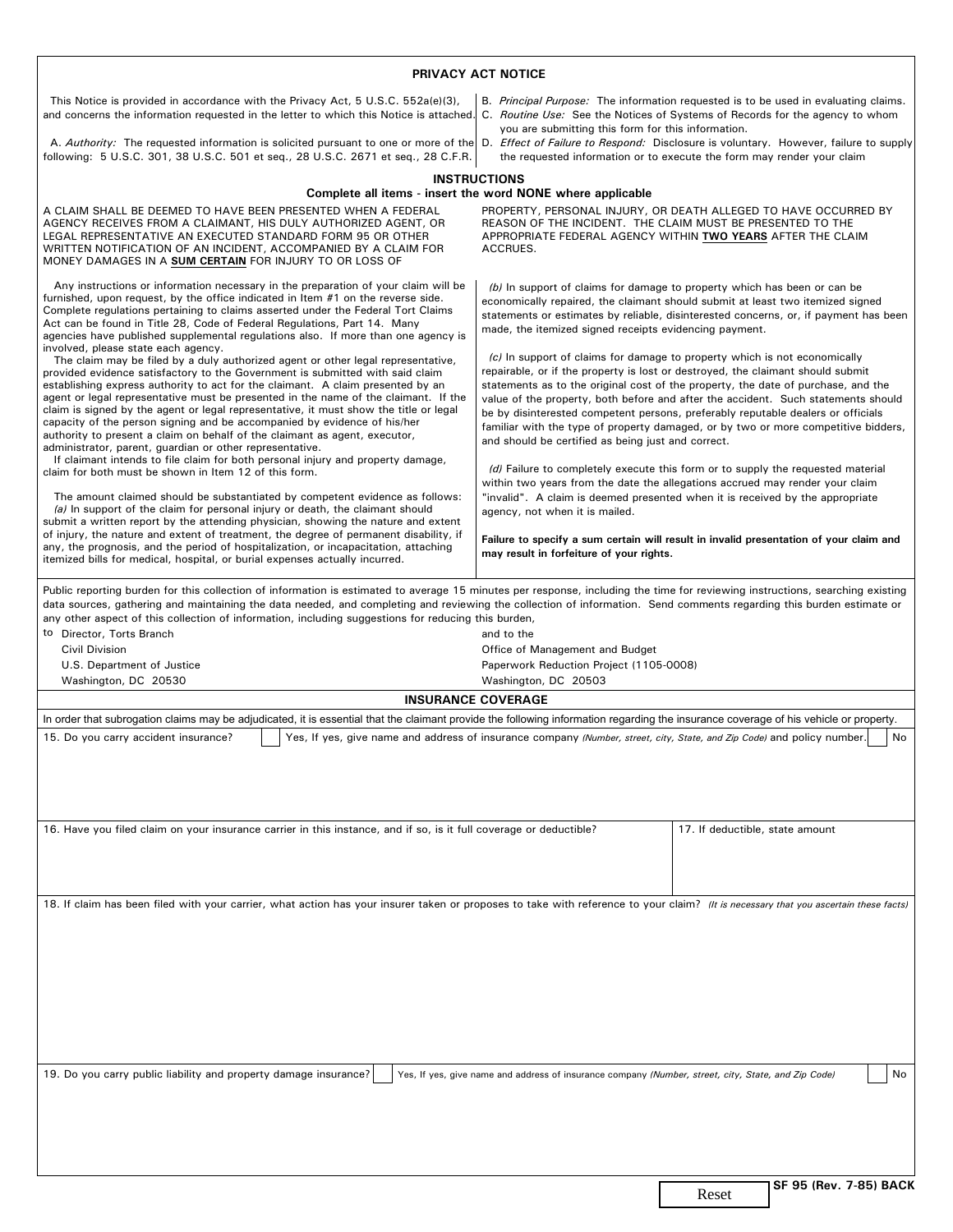## PRIVACY ACT NOTICE

This Notice is provided in accordance with the Privacy Act, 5 U.S.C. 552a(e)(3), and concerns the information requested in the letter to which this Notice is attached.

A. *Authority:* The requested information is solicited pursuant to one or more of the following: 5 U.S.C. 301, 38 U.S.C. 501 et seq., 28 U.S.C. 2671 et seq., 28 C.F.R.

B. *Principal Purpose:* The information requested is to be used in evaluating claims.

C. *Routine Use:* See the Notices of Systems of Records for the agency to whom you are submitting this form for this information.

D. *Effect of Failure to Respond:* Disclosure is voluntary. However, failure to supply the requested information or to execute the form may render your claim

## INSTRUCTIONS

**Complete all items - insert the word NONE where applicable**

A CLAIM SHALL BE DEEMED TO HAVE BEEN PRESENTED WHEN A FEDERAL AGENCY RECEIVES FROM A CLAIMANT, HIS DULY AUTHORIZED AGENT, OR LEGAL REPRESENTATIVE AN EXECUTED STANDARD FORM 95 OR OTHER WRITTEN NOTIFICATION OF AN INCIDENT, ACCOMPANIED BY A CLAIM FOR MONEY DAMAGES IN A **SUM CERTAIN** FOR INJURY TO OR LOSS OF PROPERTY, PERSONAL INJURY, OR DEATH ALLEGED TO HAVE OCCURRED BY REASON OF THE INCIDENT. THE CLAIM MUST BE PRESENTED TO THE APPROPRIATE FEDERAL AGENCY WITHIN **TWO YEARS** AFTER THE CLAIM ACCRUES.

Any instructions or information necessary in the preparation of your claim will be furnished, upon request, by the office indicated in Item #1 on the reverse side. Complete regulations pertaining to claims asserted under the Federal Tort Claims Act can be found in Title 28, Code of Federal Regulations, Part 14. Many agencies have published supplemental regulations also. If more than one agency is involved, please state each agency.

The claim may be filed by a duly authorized agent or other legal representative, provided evidence satisfactory to the Government is submitted with said claim establishing express authority to act for the claimant. A claim presented by an agent or legal representative must be presented in the name of the claimant. If the claim is signed by the agent or legal representative, it must show the title or legal capacity of the person signing and be accompanied by evidence of his/her authority to present a claim on behalf of the claimant as agent, executor, administrator, parent, guardian or other representative.

If claimant intends to file claim for both personal injury and property damage, claim for both must be shown in Item 12 of this form.

The amount claimed should be substantiated by competent evidence as follows:

*(a)* In support of the claim for personal injury or death, the claimant should submit a written report by the attending physician, showing the nature and extent of injury, the nature and extent of treatment, the degree of permanent disability, if any, the prognosis, and the period of hospitalization, or incapacitation, attaching itemized bills for medical, hospital, or burial expenses actually incurred.

*(b)* In support of claims for damage to property which has been or can be economically repaired, the claimant should submit at least two itemized signed statements or estimates by reliable, disinterested concerns, or, if payment has been made, the itemized signed receipts evidencing payment.

*(c)* In support of claims for damage to property which is not economically repairable, or if the property is lost or destroyed, the claimant should submit statements as to the original cost of the property, the date of purchase, and the value of the property, both before and after the accident. Such statements should be by disinterested competent persons, preferably reputable dealers or officials familiar with the type of property damaged, or by two or more competitive bidders, and should be certified as being just and correct.

*(d)* Failure to completely execute this form or to supply the requested material within two years from the date the allegations accrued may render your claim "invalid". A claim is deemed presented when it is received by the appropriate agency, not when it is mailed.

**Failure to specify a sum certain will result in invalid presentation of your claim and may result in forfeiture of your rights.**

Public reporting burden for this collection of information is estimated to average 15 minutes per response, including the time for reviewing instructions, searching existing data sources, gathering and maintaining the data needed, and completing and reviewing the collection of information. Send comments regarding this burden estimate or any other aspect of this collection of information, including suggestions for reducing this burden,

to Director, Torts Branch
Civil Division
U.S. Department of Justice
Washington, DC 20530

and to the
Office of Management and Budget
Paperwork Reduction Project (1105-0008)
Washington, DC 20503

## INSURANCE COVERAGE

In order that subrogation claims may be adjudicated, it is essential that the claimant provide the following information regarding the insurance coverage of his vehicle or property.

15. Do you carry accident insurance? ☐ Yes, If yes, give name and address of insurance company *(Number, street, city, State, and Zip Code)* and policy number. ☐ No

16. Have you filed claim on your insurance carrier in this instance, and if so, is it full coverage or deductible?

17. If deductible, state amount

18. If claim has been filed with your carrier, what action has your insurer taken or proposes to take with reference to your claim? *(It is necessary that you ascertain these facts)*

19. Do you carry public liability and property damage insurance? ☐ Yes, If yes, give name and address of insurance company *(Number, street, city, State, and Zip Code)* ☐ No

Reset

**SF 95 (Rev. 7-85) BACK**